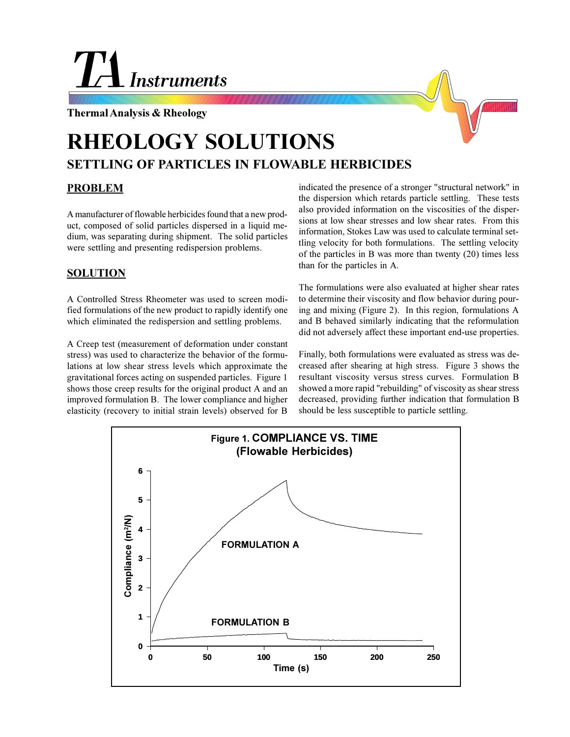TA Instruments

Thermal Analysis & Rheology

# RHEOLOGY SOLUTIONS

## SETTLING OF PARTICLES IN FLOWABLE HERBICIDES

### PROBLEM

A manufacturer of flowable herbicides found that a new product, composed of solid particles dispersed in a liquid medium, was separating during shipment. The solid particles were settling and presenting redispersion problems.

### SOLUTION

A Controlled Stress Rheometer was used to screen modified formulations of the new product to rapidly identify one which eliminated the redispersion and settling problems.

A Creep test (measurement of deformation under constant stress) was used to characterize the behavior of the formulations at low shear stress levels which approximate the gravitational forces acting on suspended particles. Figure 1 shows those creep results for the original product A and an improved formulation B. The lower compliance and higher elasticity (recovery to initial strain levels) observed for B indicated the presence of a stronger "structural network" in the dispersion which retards particle settling. These tests also provided information on the viscosities of the dispersions at low shear stresses and low shear rates. From this information, Stokes Law was used to calculate terminal settling velocity for both formulations. The settling velocity of the particles in B was more than twenty (20) times less than for the particles in A.

The formulations were also evaluated at higher shear rates to determine their viscosity and flow behavior during pouring and mixing (Figure 2). In this region, formulations A and B behaved similarly indicating that the reformulation did not adversely affect these important end-use properties.

Finally, both formulations were evaluated as stress was decreased after shearing at high stress. Figure 3 shows the resultant viscosity versus stress curves. Formulation B showed a more rapid "rebuilding" of viscosity as shear stress decreased, providing further indication that formulation B should be less susceptible to particle settling.

**Figure 1. COMPLIANCE VS. TIME (Flowable Herbicides)**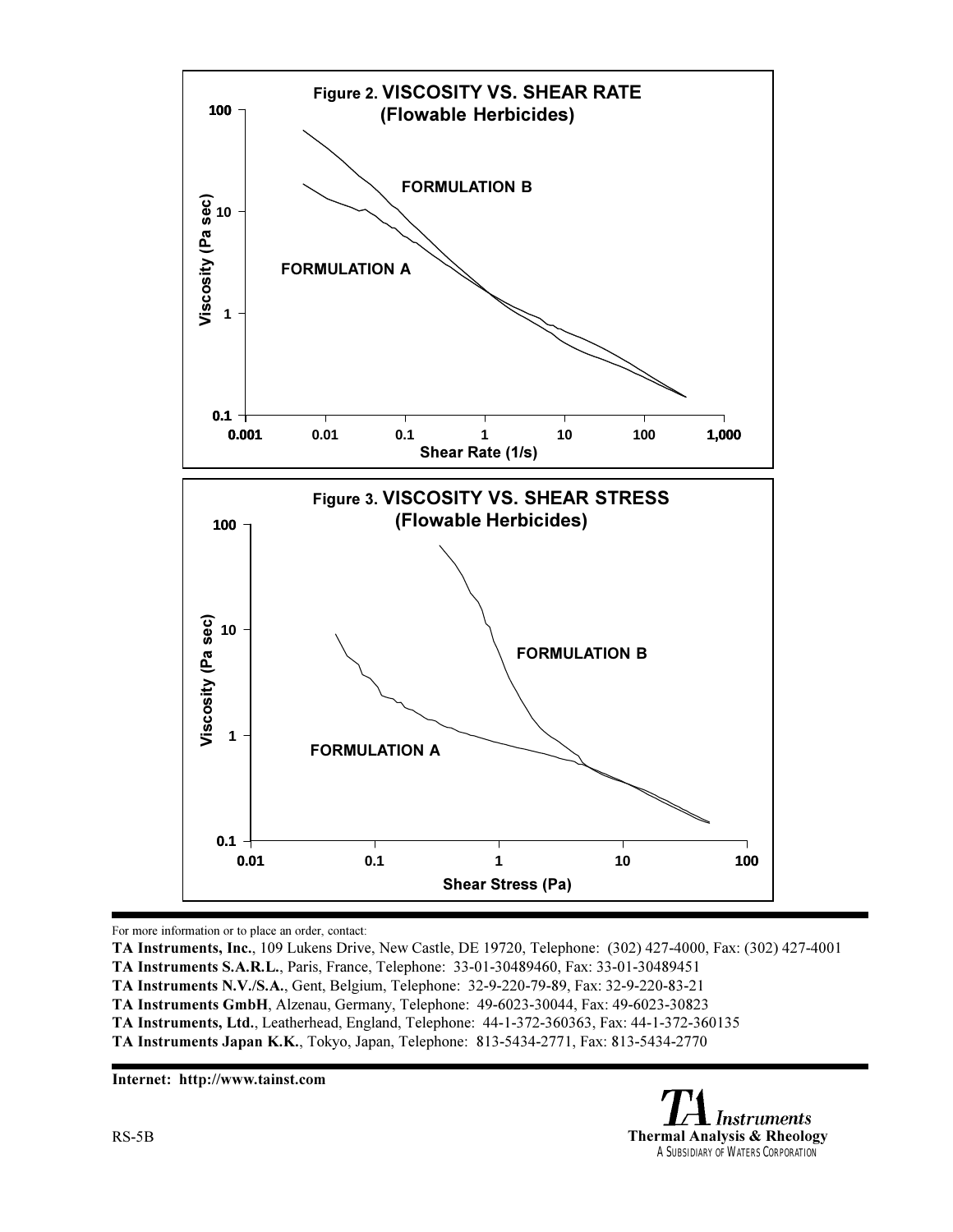Figure 2. VISCOSITY VS. SHEAR RATE
(Flowable Herbicides)

Viscosity (Pa sec)

100

10

1

0.1

FORMULATION B

FORMULATION A

0.001 0.01 0.1 1 10 100 1,000

Shear Rate (1/s)

Figure 3. VISCOSITY VS. SHEAR STRESS
(Flowable Herbicides)

Viscosity (Pa sec)

100

10

1

0.1

FORMULATION B

FORMULATION A

0.01 0.1 1 10 100

Shear Stress (Pa)

For more information or to place an order, contact:

**TA Instruments, Inc.**, 109 Lukens Drive, New Castle, DE 19720, Telephone: (302) 427-4000, Fax: (302) 427-4001
**TA Instruments S.A.R.L.**, Paris, France, Telephone: 33-01-30489460, Fax: 33-01-30489451
**TA Instruments N.V./S.A.**, Gent, Belgium, Telephone: 32-9-220-79-89, Fax: 32-9-220-83-21
**TA Instruments GmbH**, Alzenau, Germany, Telephone: 49-6023-30044, Fax: 49-6023-30823
**TA Instruments, Ltd.**, Leatherhead, England, Telephone: 44-1-372-360363, Fax: 44-1-372-360135
**TA Instruments Japan K.K.**, Tokyo, Japan, Telephone: 813-5434-2771, Fax: 813-5434-2770

**Internet: http://www.tainst.com**

RS-5B

TA Instruments
**Thermal Analysis & Rheology**
A SUBSIDIARY OF WATERS CORPORATION